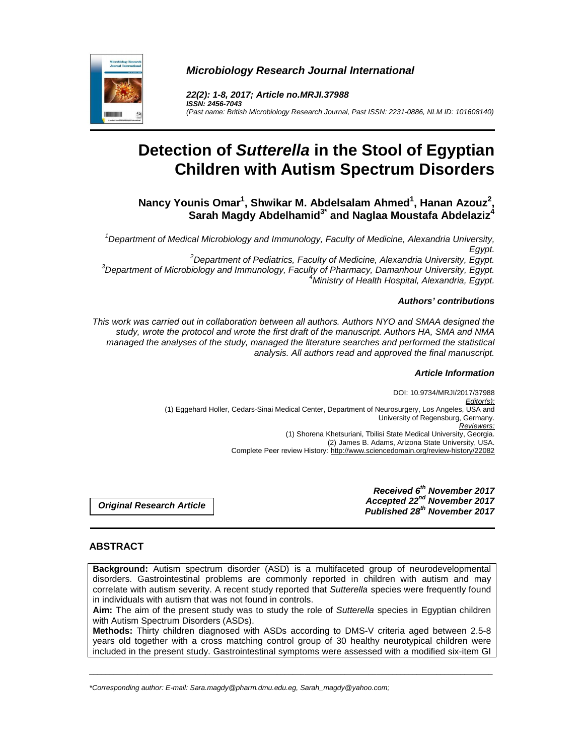*Microbiology Research Journal International*

*22(2): 1-8, 2017; Article no.MRJI.37988*
*ISSN: 2456-7043*
*(Past name: British Microbiology Research Journal, Past ISSN: 2231-0886, NLM ID: 101608140)*

# Detection of *Sutterella* in the Stool of Egyptian Children with Autism Spectrum Disorders

**Nancy Younis Omar[1], Shwikar M. Abdelsalam Ahmed[1], Hanan Azouz[2], Sarah Magdy Abdelhamid[3*] and Naglaa Moustafa Abdelaziz[4]**

*[1]Department of Medical Microbiology and Immunology, Faculty of Medicine, Alexandria University, Egypt.*
*[2]Department of Pediatrics, Faculty of Medicine, Alexandria University, Egypt.*
*[3]Department of Microbiology and Immunology, Faculty of Pharmacy, Damanhour University, Egypt.*
*[4]Ministry of Health Hospital, Alexandria, Egypt.*

***Authors' contributions***

*This work was carried out in collaboration between all authors. Authors NYO and SMAA designed the study, wrote the protocol and wrote the first draft of the manuscript. Authors HA, SMA and NMA managed the analyses of the study, managed the literature searches and performed the statistical analysis. All authors read and approved the final manuscript.*

***Article Information***

DOI: 10.9734/MRJI/2017/37988
*Editor(s):*
(1) Eggehard Holler, Cedars-Sinai Medical Center, Department of Neurosurgery, Los Angeles, USA and University of Regensburg, Germany.
*Reviewers:*
(1) Shorena Khetsuriani, Tbilisi State Medical University, Georgia.
(2) James B. Adams, Arizona State University, USA.
Complete Peer review History: http://www.sciencedomain.org/review-history/22082

***Original Research Article***

***Received 6th November 2017***
***Accepted 22nd November 2017***
***Published 28th November 2017***

## ABSTRACT

**Background:** Autism spectrum disorder (ASD) is a multifaceted group of neurodevelopmental disorders. Gastrointestinal problems are commonly reported in children with autism and may correlate with autism severity. A recent study reported that *Sutterella* species were frequently found in individuals with autism that was not found in controls.

**Aim:** The aim of the present study was to study the role of *Sutterella* species in Egyptian children with Autism Spectrum Disorders (ASDs).

**Methods:** Thirty children diagnosed with ASDs according to DMS-V criteria aged between 2.5-8 years old together with a cross matching control group of 30 healthy neurotypical children were included in the present study. Gastrointestinal symptoms were assessed with a modified six-item GI

---

*Corresponding author: E-mail: Sara.magdy@pharm.dmu.edu.eg, Sarah_magdy@yahoo.com;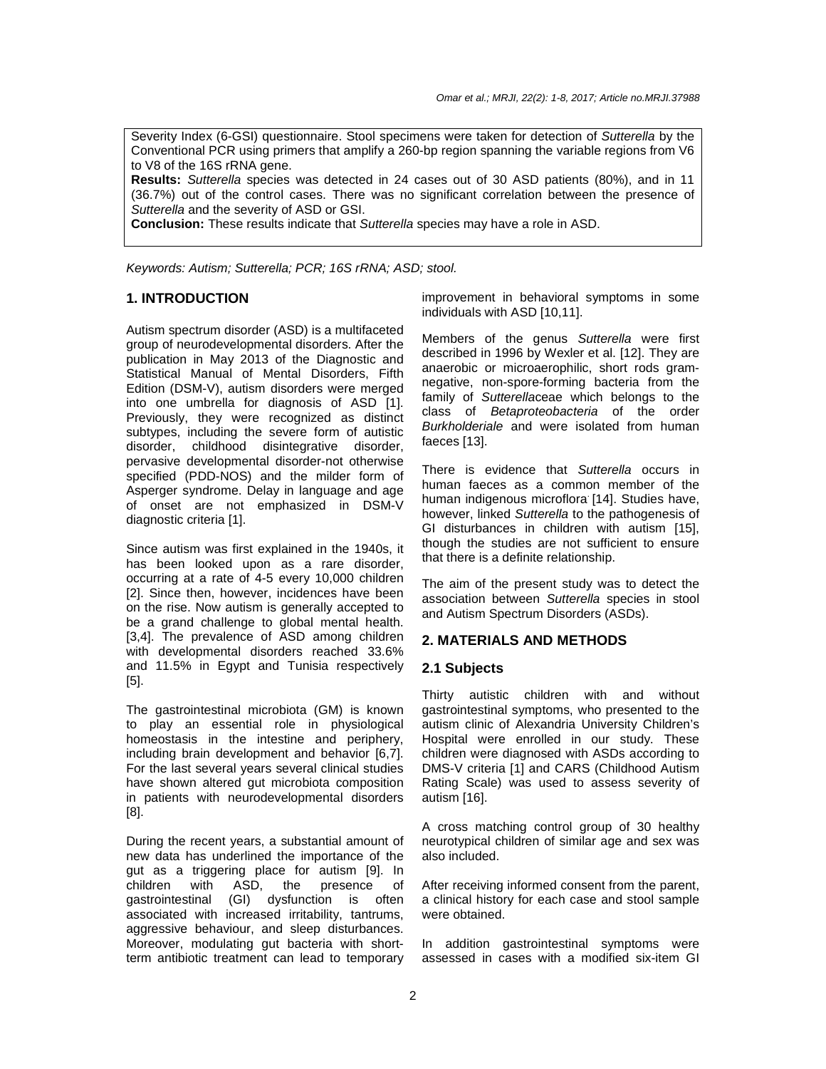Severity Index (6-GSI) questionnaire. Stool specimens were taken for detection of *Sutterella* by the Conventional PCR using primers that amplify a 260-bp region spanning the variable regions from V6 to V8 of the 16S rRNA gene.

**Results:** *Sutterella* species was detected in 24 cases out of 30 ASD patients (80%), and in 11 (36.7%) out of the control cases. There was no significant correlation between the presence of *Sutterella* and the severity of ASD or GSI.

**Conclusion:** These results indicate that *Sutterella* species may have a role in ASD.

*Keywords: Autism; Sutterella; PCR; 16S rRNA; ASD; stool.*

## 1. INTRODUCTION

Autism spectrum disorder (ASD) is a multifaceted group of neurodevelopmental disorders. After the publication in May 2013 of the Diagnostic and Statistical Manual of Mental Disorders, Fifth Edition (DSM-V), autism disorders were merged into one umbrella for diagnosis of ASD [1]. Previously, they were recognized as distinct subtypes, including the severe form of autistic disorder, childhood disintegrative disorder, pervasive developmental disorder-not otherwise specified (PDD-NOS) and the milder form of Asperger syndrome. Delay in language and age of onset are not emphasized in DSM-V diagnostic criteria [1].

Since autism was first explained in the 1940s, it has been looked upon as a rare disorder, occurring at a rate of 4-5 every 10,000 children [2]. Since then, however, incidences have been on the rise. Now autism is generally accepted to be a grand challenge to global mental health. [3,4]. The prevalence of ASD among children with developmental disorders reached 33.6% and 11.5% in Egypt and Tunisia respectively [5].

The gastrointestinal microbiota (GM) is known to play an essential role in physiological homeostasis in the intestine and periphery, including brain development and behavior [6,7]. For the last several years several clinical studies have shown altered gut microbiota composition in patients with neurodevelopmental disorders [8].

During the recent years, a substantial amount of new data has underlined the importance of the gut as a triggering place for autism [9]. In children with ASD, the presence of gastrointestinal (GI) dysfunction is often associated with increased irritability, tantrums, aggressive behaviour, and sleep disturbances. Moreover, modulating gut bacteria with short-term antibiotic treatment can lead to temporary improvement in behavioral symptoms in some individuals with ASD [10,11].

Members of the genus *Sutterella* were first described in 1996 by Wexler et al. [12]. They are anaerobic or microaerophilic, short rods gram-negative, non-spore-forming bacteria from the family of *Sutterella*ceae which belongs to the class of *Betaproteobacteria* of the order *Burkholderiale* and were isolated from human faeces [13].

There is evidence that *Sutterella* occurs in human faeces as a common member of the human indigenous microflora. [14]. Studies have, however, linked *Sutterella* to the pathogenesis of GI disturbances in children with autism [15], though the studies are not sufficient to ensure that there is a definite relationship.

The aim of the present study was to detect the association between *Sutterella* species in stool and Autism Spectrum Disorders (ASDs).

## 2. MATERIALS AND METHODS

### 2.1 Subjects

Thirty autistic children with and without gastrointestinal symptoms, who presented to the autism clinic of Alexandria University Children's Hospital were enrolled in our study. These children were diagnosed with ASDs according to DMS-V criteria [1] and CARS (Childhood Autism Rating Scale) was used to assess severity of autism [16].

A cross matching control group of 30 healthy neurotypical children of similar age and sex was also included.

After receiving informed consent from the parent, a clinical history for each case and stool sample were obtained.

In addition gastrointestinal symptoms were assessed in cases with a modified six-item GI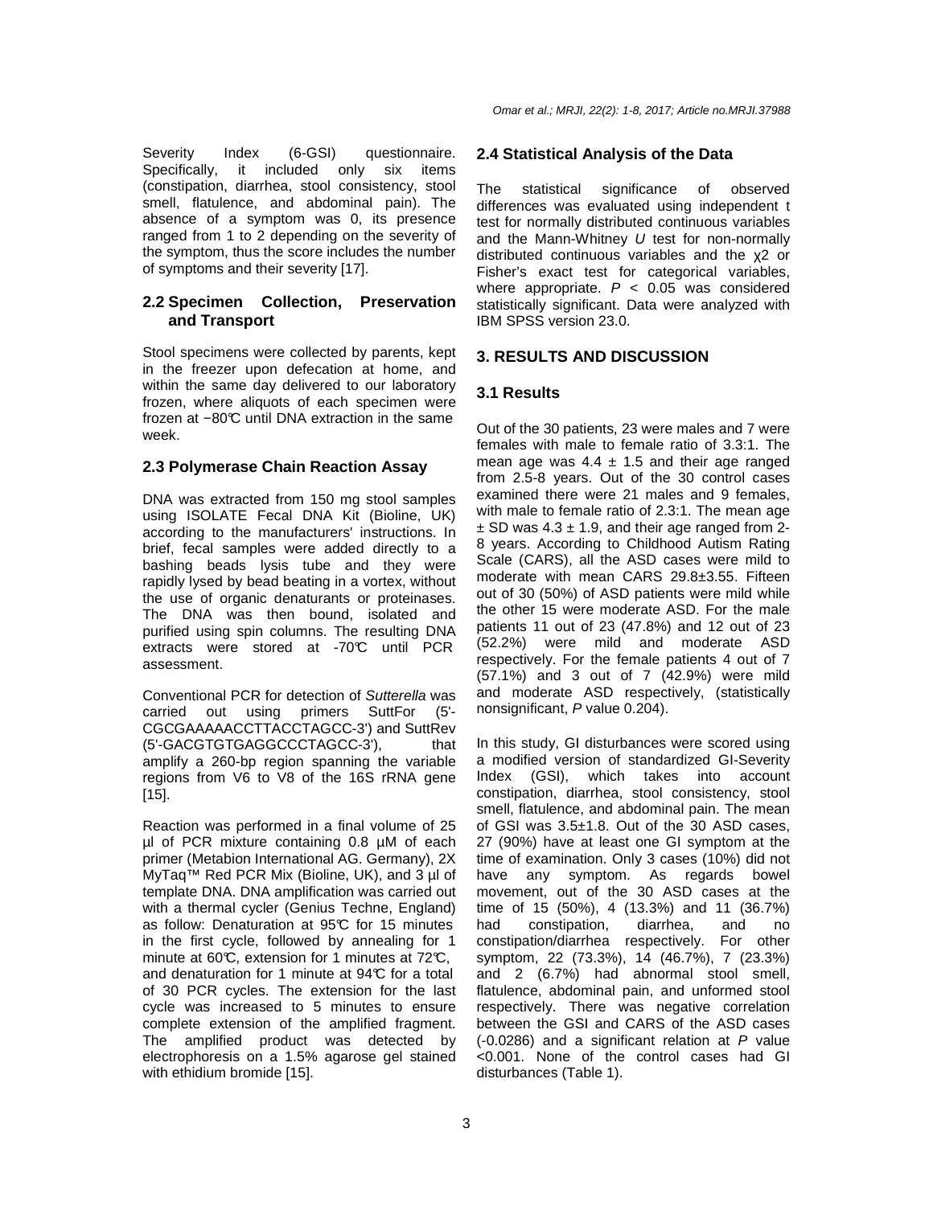Severity Index (6-GSI) questionnaire. Specifically, it included only six items (constipation, diarrhea, stool consistency, stool smell, flatulence, and abdominal pain). The absence of a symptom was 0, its presence ranged from 1 to 2 depending on the severity of the symptom, thus the score includes the number of symptoms and their severity [17].

### 2.2 Specimen Collection, Preservation and Transport

Stool specimens were collected by parents, kept in the freezer upon defecation at home, and within the same day delivered to our laboratory frozen, where aliquots of each specimen were frozen at −80℃ until DNA extraction in the same week.

### 2.3 Polymerase Chain Reaction Assay

DNA was extracted from 150 mg stool samples using ISOLATE Fecal DNA Kit (Bioline, UK) according to the manufacturers' instructions. In brief, fecal samples were added directly to a bashing beads lysis tube and they were rapidly lysed by bead beating in a vortex, without the use of organic denaturants or proteinases. The DNA was then bound, isolated and purified using spin columns. The resulting DNA extracts were stored at -70℃ until PCR assessment.

Conventional PCR for detection of *Sutterella* was carried out using primers SuttFor (5'-CGCGAAAAACCTTACCTAGCC-3') and SuttRev (5'-GACGTGTGAGGCCCTAGCC-3'), that amplify a 260-bp region spanning the variable regions from V6 to V8 of the 16S rRNA gene [15].

Reaction was performed in a final volume of 25 µl of PCR mixture containing 0.8 µM of each primer (Metabion International AG. Germany), 2X MyTaq™ Red PCR Mix (Bioline, UK), and 3 µl of template DNA. DNA amplification was carried out with a thermal cycler (Genius Techne, England) as follow: Denaturation at 95℃ for 15 minutes in the first cycle, followed by annealing for 1 minute at 60℃, extension for 1 minutes at 72℃, and denaturation for 1 minute at 94℃ for a total of 30 PCR cycles. The extension for the last cycle was increased to 5 minutes to ensure complete extension of the amplified fragment. The amplified product was detected by electrophoresis on a 1.5% agarose gel stained with ethidium bromide [15].

### 2.4 Statistical Analysis of the Data

The statistical significance of observed differences was evaluated using independent t test for normally distributed continuous variables and the Mann-Whitney *U* test for non-normally distributed continuous variables and the $\chi^2$ or Fisher's exact test for categorical variables, where appropriate. $P < 0.05$ was considered statistically significant. Data were analyzed with IBM SPSS version 23.0.

## 3. RESULTS AND DISCUSSION

### 3.1 Results

Out of the 30 patients, 23 were males and 7 were females with male to female ratio of 3.3:1. The mean age was 4.4 ± 1.5 and their age ranged from 2.5-8 years. Out of the 30 control cases examined there were 21 males and 9 females, with male to female ratio of 2.3:1. The mean age ± SD was 4.3 ± 1.9, and their age ranged from 2-8 years. According to Childhood Autism Rating Scale (CARS), all the ASD cases were mild to moderate with mean CARS 29.8±3.55. Fifteen out of 30 (50%) of ASD patients were mild while the other 15 were moderate ASD. For the male patients 11 out of 23 (47.8%) and 12 out of 23 (52.2%) were mild and moderate ASD respectively. For the female patients 4 out of 7 (57.1%) and 3 out of 7 (42.9%) were mild and moderate ASD respectively, (statistically nonsignificant, *P* value 0.204).

In this study, GI disturbances were scored using a modified version of standardized GI-Severity Index (GSI), which takes into account constipation, diarrhea, stool consistency, stool smell, flatulence, and abdominal pain. The mean of GSI was 3.5±1.8. Out of the 30 ASD cases, 27 (90%) have at least one GI symptom at the time of examination. Only 3 cases (10%) did not have any symptom. As regards bowel movement, out of the 30 ASD cases at the time of 15 (50%), 4 (13.3%) and 11 (36.7%) had constipation, diarrhea, and no constipation/diarrhea respectively. For other symptom, 22 (73.3%), 14 (46.7%), 7 (23.3%) and 2 (6.7%) had abnormal stool smell, flatulence, abdominal pain, and unformed stool respectively. There was negative correlation between the GSI and CARS of the ASD cases (-0.0286) and a significant relation at *P* value <0.001. None of the control cases had GI disturbances (Table 1).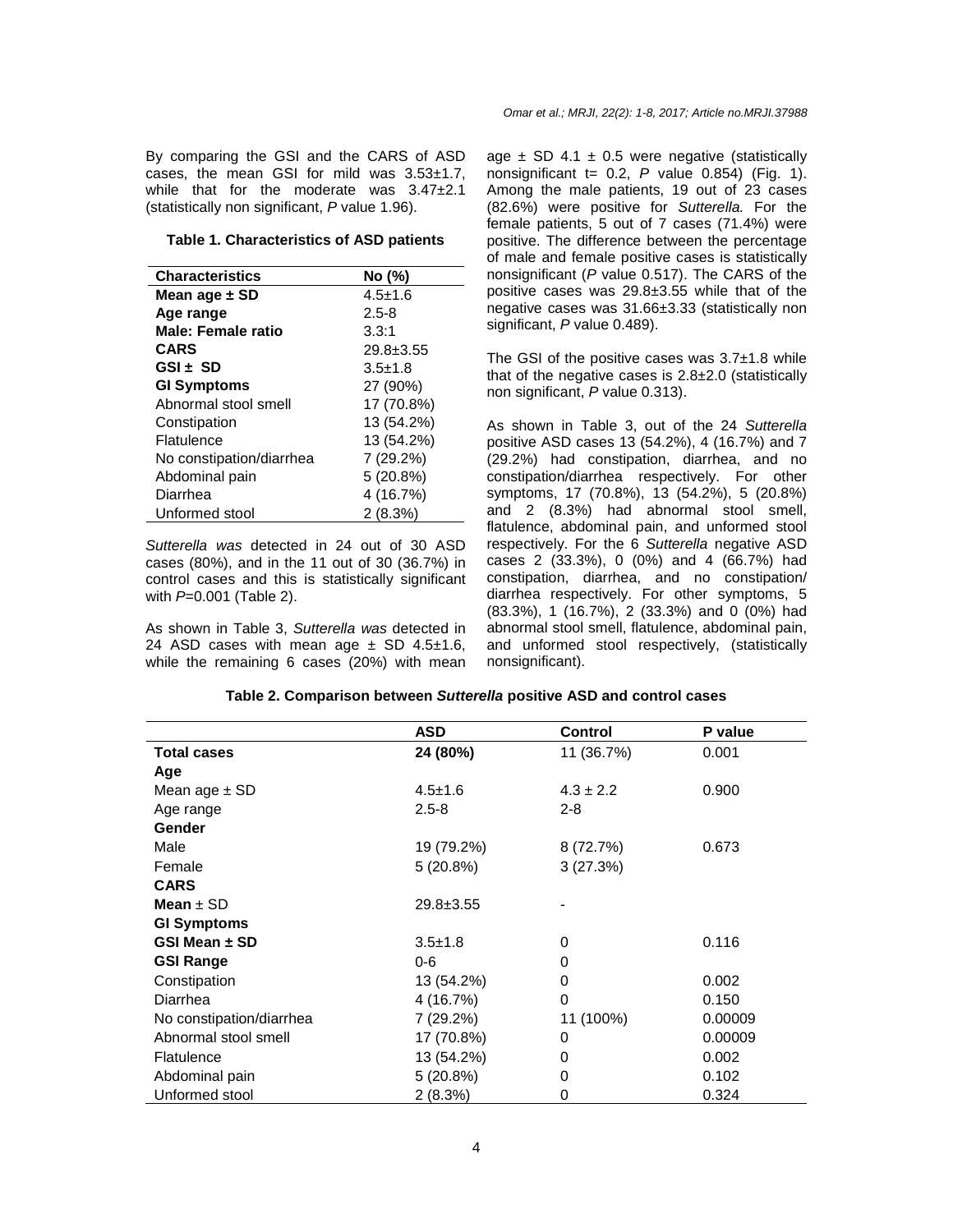By comparing the GSI and the CARS of ASD cases, the mean GSI for mild was 3.53±1.7, while that for the moderate was 3.47±2.1 (statistically non significant, *P* value 1.96).

**Table 1. Characteristics of ASD patients**

| Characteristics | No (%) |
|---|---|
| **Mean age ± SD** | 4.5±1.6 |
| **Age range** | 2.5-8 |
| **Male: Female ratio** | 3.3:1 |
| **CARS** | 29.8±3.55 |
| **GSI ± SD** | 3.5±1.8 |
| **GI Symptoms** | 27 (90%) |
| Abnormal stool smell | 17 (70.8%) |
| Constipation | 13 (54.2%) |
| Flatulence | 13 (54.2%) |
| No constipation/diarrhea | 7 (29.2%) |
| Abdominal pain | 5 (20.8%) |
| Diarrhea | 4 (16.7%) |
| Unformed stool | 2 (8.3%) |

*Sutterella was* detected in 24 out of 30 ASD cases (80%), and in the 11 out of 30 (36.7%) in control cases and this is statistically significant with *P*=0.001 (Table 2).

As shown in Table 3, *Sutterella was* detected in 24 ASD cases with mean age ± SD 4.5±1.6, while the remaining 6 cases (20%) with mean age ± SD 4.1 ± 0.5 were negative (statistically nonsignificant t= 0.2, *P* value 0.854) (Fig. 1). Among the male patients, 19 out of 23 cases (82.6%) were positive for *Sutterella.* For the female patients, 5 out of 7 cases (71.4%) were positive. The difference between the percentage of male and female positive cases is statistically nonsignificant (*P* value 0.517). The CARS of the positive cases was 29.8±3.55 while that of the negative cases was 31.66±3.33 (statistically non significant, *P* value 0.489).

The GSI of the positive cases was 3.7±1.8 while that of the negative cases is 2.8±2.0 (statistically non significant, *P* value 0.313).

As shown in Table 3, out of the 24 *Sutterella* positive ASD cases 13 (54.2%), 4 (16.7%) and 7 (29.2%) had constipation, diarrhea, and no constipation/diarrhea respectively. For other symptoms, 17 (70.8%), 13 (54.2%), 5 (20.8%) and 2 (8.3%) had abnormal stool smell, flatulence, abdominal pain, and unformed stool respectively. For the 6 *Sutterella* negative ASD cases 2 (33.3%), 0 (0%) and 4 (66.7%) had constipation, diarrhea, and no constipation/ diarrhea respectively. For other symptoms, 5 (83.3%), 1 (16.7%), 2 (33.3%) and 0 (0%) had abnormal stool smell, flatulence, abdominal pain, and unformed stool respectively, (statistically nonsignificant).

**Table 2. Comparison between *Sutterella* positive ASD and control cases**

| | ASD | Control | P value |
|---|---|---|---|
| **Total cases** | **24 (80%)** | 11 (36.7%) | 0.001 |
| **Age** | | | |
| Mean age ± SD | 4.5±1.6 | 4.3 ± 2.2 | 0.900 |
| Age range | 2.5-8 | 2-8 | |
| **Gender** | | | |
| Male | 19 (79.2%) | 8 (72.7%) | 0.673 |
| Female | 5 (20.8%) | 3 (27.3%) | |
| **CARS** | | | |
| **Mean** ± SD | 29.8±3.55 | - | |
| **GI Symptoms** | | | |
| **GSI Mean ± SD** | 3.5±1.8 | 0 | 0.116 |
| **GSI Range** | 0-6 | 0 | |
| Constipation | 13 (54.2%) | 0 | 0.002 |
| Diarrhea | 4 (16.7%) | 0 | 0.150 |
| No constipation/diarrhea | 7 (29.2%) | 11 (100%) | 0.00009 |
| Abnormal stool smell | 17 (70.8%) | 0 | 0.00009 |
| Flatulence | 13 (54.2%) | 0 | 0.002 |
| Abdominal pain | 5 (20.8%) | 0 | 0.102 |
| Unformed stool | 2 (8.3%) | 0 | 0.324 |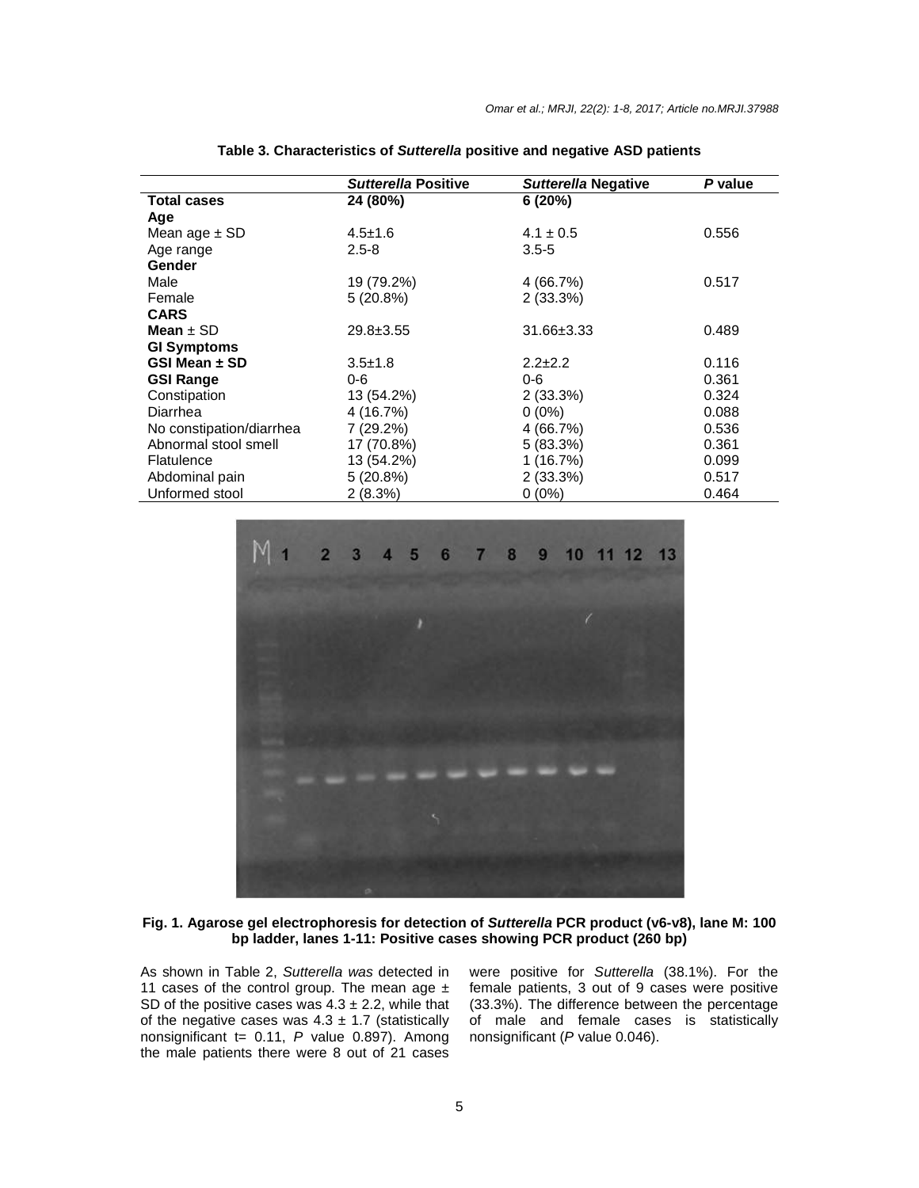**Table 3. Characteristics of *Sutterella* positive and negative ASD patients**

| | *Sutterella* Positive | *Sutterella* Negative | *P* value |
|---|---|---|---|
| **Total cases** | **24 (80%)** | **6 (20%)** | |
| **Age** | | | |
| Mean age ± SD | 4.5±1.6 | 4.1 ± 0.5 | 0.556 |
| Age range | 2.5-8 | 3.5-5 | |
| **Gender** | | | |
| Male | 19 (79.2%) | 4 (66.7%) | 0.517 |
| Female | 5 (20.8%) | 2 (33.3%) | |
| **CARS** | | | |
| **Mean** ± SD | 29.8±3.55 | 31.66±3.33 | 0.489 |
| **GI Symptoms** | | | |
| **GSI Mean ± SD** | 3.5±1.8 | 2.2±2.2 | 0.116 |
| **GSI Range** | 0-6 | 0-6 | 0.361 |
| Constipation | 13 (54.2%) | 2 (33.3%) | 0.324 |
| Diarrhea | 4 (16.7%) | 0 (0%) | 0.088 |
| No constipation/diarrhea | 7 (29.2%) | 4 (66.7%) | 0.536 |
| Abnormal stool smell | 17 (70.8%) | 5 (83.3%) | 0.361 |
| Flatulence | 13 (54.2%) | 1 (16.7%) | 0.099 |
| Abdominal pain | 5 (20.8%) | 2 (33.3%) | 0.517 |
| Unformed stool | 2 (8.3%) | 0 (0%) | 0.464 |

**Fig. 1. Agarose gel electrophoresis for detection of *Sutterella* PCR product (v6-v8), lane M: 100 bp ladder, lanes 1-11: Positive cases showing PCR product (260 bp)**

As shown in Table 2, *Sutterella was* detected in 11 cases of the control group. The mean age ± SD of the positive cases was 4.3 ± 2.2, while that of the negative cases was 4.3 ± 1.7 (statistically nonsignificant t= 0.11, *P* value 0.897). Among the male patients there were 8 out of 21 cases were positive for *Sutterella* (38.1%). For the female patients, 3 out of 9 cases were positive (33.3%). The difference between the percentage of male and female cases is statistically nonsignificant (*P* value 0.046).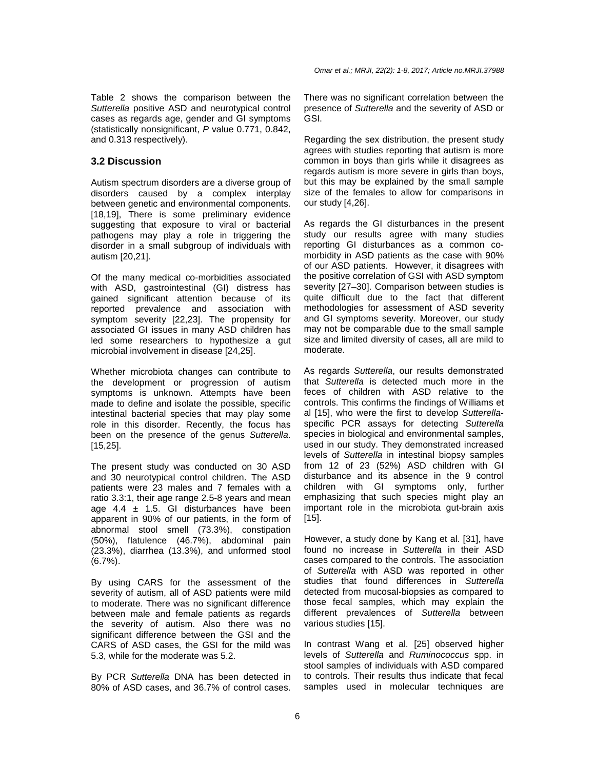Table 2 shows the comparison between the *Sutterella* positive ASD and neurotypical control cases as regards age, gender and GI symptoms (statistically nonsignificant, *P* value 0.771, 0.842, and 0.313 respectively).

### 3.2 Discussion

Autism spectrum disorders are a diverse group of disorders caused by a complex interplay between genetic and environmental components. [18,19], There is some preliminary evidence suggesting that exposure to viral or bacterial pathogens may play a role in triggering the disorder in a small subgroup of individuals with autism [20,21].

Of the many medical co-morbidities associated with ASD, gastrointestinal (GI) distress has gained significant attention because of its reported prevalence and association with symptom severity [22,23]. The propensity for associated GI issues in many ASD children has led some researchers to hypothesize a gut microbial involvement in disease [24,25].

Whether microbiota changes can contribute to the development or progression of autism symptoms is unknown. Attempts have been made to define and isolate the possible, specific intestinal bacterial species that may play some role in this disorder. Recently, the focus has been on the presence of the genus *Sutterella*. [15,25].

The present study was conducted on 30 ASD and 30 neurotypical control children. The ASD patients were 23 males and 7 females with a ratio 3.3:1, their age range 2.5-8 years and mean age 4.4 ± 1.5. GI disturbances have been apparent in 90% of our patients, in the form of abnormal stool smell (73.3%), constipation (50%), flatulence (46.7%), abdominal pain (23.3%), diarrhea (13.3%), and unformed stool (6.7%).

By using CARS for the assessment of the severity of autism, all of ASD patients were mild to moderate. There was no significant difference between male and female patients as regards the severity of autism. Also there was no significant difference between the GSI and the CARS of ASD cases, the GSI for the mild was 5.3, while for the moderate was 5.2.

By PCR *Sutterella* DNA has been detected in 80% of ASD cases, and 36.7% of control cases. There was no significant correlation between the presence of *Sutterella* and the severity of ASD or GSI.

Regarding the sex distribution, the present study agrees with studies reporting that autism is more common in boys than girls while it disagrees as regards autism is more severe in girls than boys, but this may be explained by the small sample size of the females to allow for comparisons in our study [4,26].

As regards the GI disturbances in the present study our results agree with many studies reporting GI disturbances as a common co-morbidity in ASD patients as the case with 90% of our ASD patients. However, it disagrees with the positive correlation of GSI with ASD symptom severity [27–30]. Comparison between studies is quite difficult due to the fact that different methodologies for assessment of ASD severity and GI symptoms severity. Moreover, our study may not be comparable due to the small sample size and limited diversity of cases, all are mild to moderate.

As regards *Sutterella*, our results demonstrated that *Sutterella* is detected much more in the feces of children with ASD relative to the controls. This confirms the findings of Williams et al [15], who were the first to develop *Sutterella*-specific PCR assays for detecting *Sutterella* species in biological and environmental samples, used in our study. They demonstrated increased levels of *Sutterella* in intestinal biopsy samples from 12 of 23 (52%) ASD children with GI disturbance and its absence in the 9 control children with GI symptoms only, further emphasizing that such species might play an important role in the microbiota gut-brain axis [15].

However, a study done by Kang et al. [31], have found no increase in *Sutterella* in their ASD cases compared to the controls. The association of *Sutterella* with ASD was reported in other studies that found differences in *Sutterella* detected from mucosal-biopsies as compared to those fecal samples, which may explain the different prevalences of *Sutterella* between various studies [15].

In contrast Wang et al. [25] observed higher levels of *Sutterella* and *Ruminococcus* spp. in stool samples of individuals with ASD compared to controls. Their results thus indicate that fecal samples used in molecular techniques are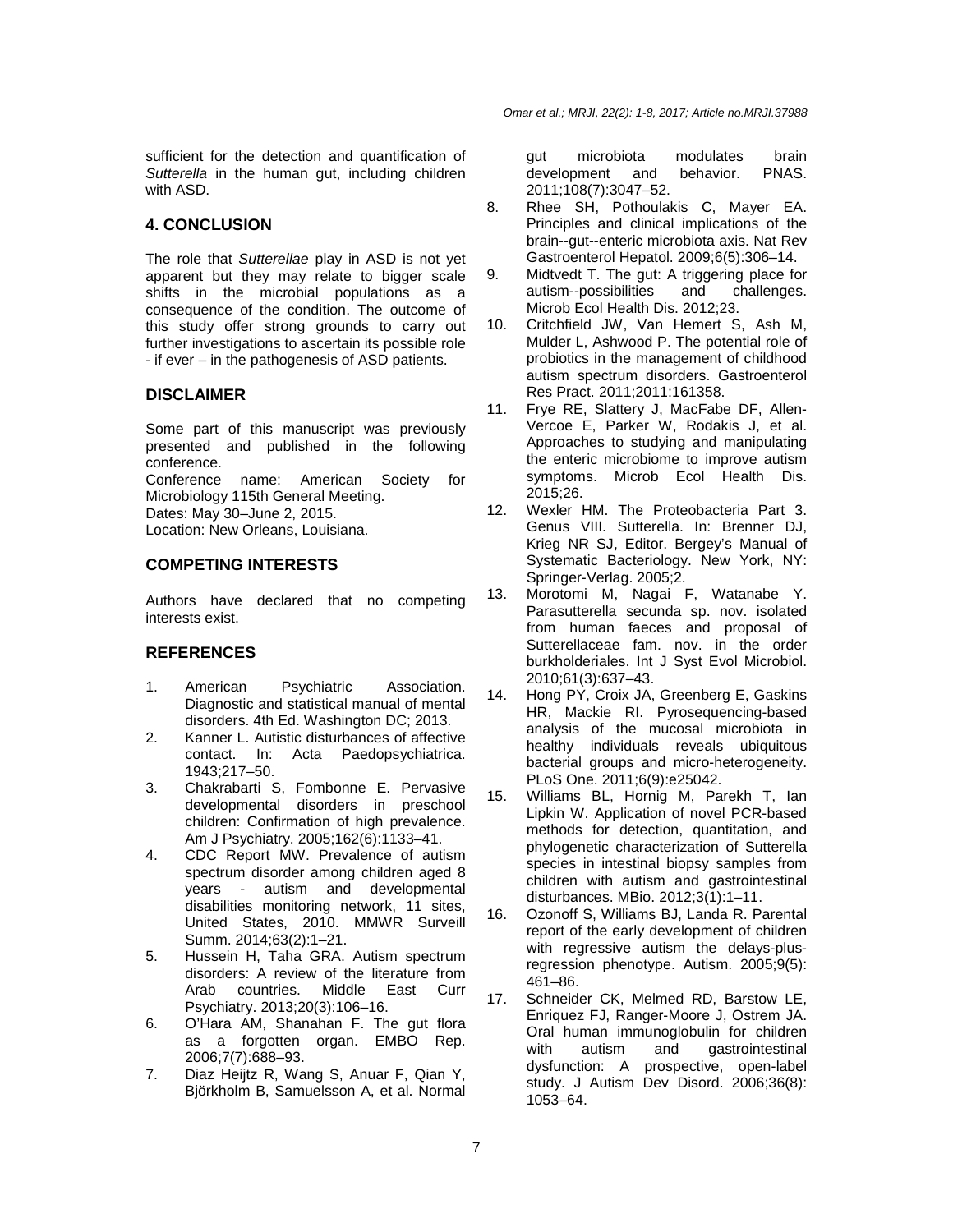sufficient for the detection and quantification of *Sutterella* in the human gut, including children with ASD.

## 4. CONCLUSION

The role that *Sutterellae* play in ASD is not yet apparent but they may relate to bigger scale shifts in the microbial populations as a consequence of the condition. The outcome of this study offer strong grounds to carry out further investigations to ascertain its possible role - if ever – in the pathogenesis of ASD patients.

## DISCLAIMER

Some part of this manuscript was previously presented and published in the following conference.

Conference name: American Society for Microbiology 115th General Meeting.

Dates: May 30–June 2, 2015.

Location: New Orleans, Louisiana.

## COMPETING INTERESTS

Authors have declared that no competing interests exist.

## REFERENCES

1. American Psychiatric Association. Diagnostic and statistical manual of mental disorders. 4th Ed. Washington DC; 2013.
2. Kanner L. Autistic disturbances of affective contact. In: Acta Paedopsychiatrica. 1943;217–50.
3. Chakrabarti S, Fombonne E. Pervasive developmental disorders in preschool children: Confirmation of high prevalence. Am J Psychiatry. 2005;162(6):1133–41.
4. CDC Report MW. Prevalence of autism spectrum disorder among children aged 8 years - autism and developmental disabilities monitoring network, 11 sites, United States, 2010. MMWR Surveill Summ. 2014;63(2):1–21.
5. Hussein H, Taha GRA. Autism spectrum disorders: A review of the literature from Arab countries. Middle East Curr Psychiatry. 2013;20(3):106–16.
6. O'Hara AM, Shanahan F. The gut flora as a forgotten organ. EMBO Rep. 2006;7(7):688–93.
7. Diaz Heijtz R, Wang S, Anuar F, Qian Y, Björkholm B, Samuelsson A, et al. Normal gut microbiota modulates brain development and behavior. PNAS. 2011;108(7):3047–52.
8. Rhee SH, Pothoulakis C, Mayer EA. Principles and clinical implications of the brain--gut--enteric microbiota axis. Nat Rev Gastroenterol Hepatol. 2009;6(5):306–14.
9. Midtvedt T. The gut: A triggering place for autism--possibilities and challenges. Microb Ecol Health Dis. 2012;23.
10. Critchfield JW, Van Hemert S, Ash M, Mulder L, Ashwood P. The potential role of probiotics in the management of childhood autism spectrum disorders. Gastroenterol Res Pract. 2011;2011:161358.
11. Frye RE, Slattery J, MacFabe DF, Allen-Vercoe E, Parker W, Rodakis J, et al. Approaches to studying and manipulating the enteric microbiome to improve autism symptoms. Microb Ecol Health Dis. 2015;26.
12. Wexler HM. The Proteobacteria Part 3. Genus VIII. Sutterella. In: Brenner DJ, Krieg NR SJ, Editor. Bergey's Manual of Systematic Bacteriology. New York, NY: Springer-Verlag. 2005;2.
13. Morotomi M, Nagai F, Watanabe Y. Parasutterella secunda sp. nov. isolated from human faeces and proposal of Sutterellaceae fam. nov. in the order burkholderiales. Int J Syst Evol Microbiol. 2010;61(3):637–43.
14. Hong PY, Croix JA, Greenberg E, Gaskins HR, Mackie RI. Pyrosequencing-based analysis of the mucosal microbiota in healthy individuals reveals ubiquitous bacterial groups and micro-heterogeneity. PLoS One. 2011;6(9):e25042.
15. Williams BL, Hornig M, Parekh T, Ian Lipkin W. Application of novel PCR-based methods for detection, quantitation, and phylogenetic characterization of Sutterella species in intestinal biopsy samples from children with autism and gastrointestinal disturbances. MBio. 2012;3(1):1–11.
16. Ozonoff S, Williams BJ, Landa R. Parental report of the early development of children with regressive autism the delays-plus-regression phenotype. Autism. 2005;9(5): 461–86.
17. Schneider CK, Melmed RD, Barstow LE, Enriquez FJ, Ranger-Moore J, Ostrem JA. Oral human immunoglobulin for children with autism and gastrointestinal dysfunction: A prospective, open-label study. J Autism Dev Disord. 2006;36(8): 1053–64.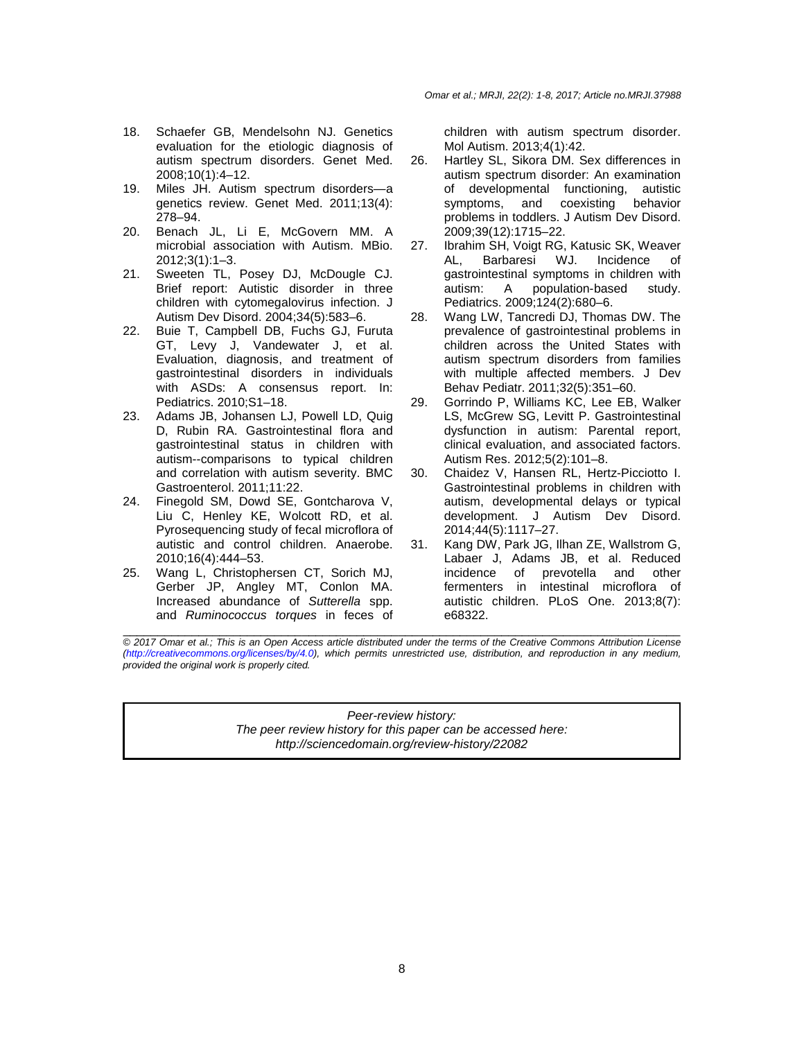18. Schaefer GB, Mendelsohn NJ. Genetics evaluation for the etiologic diagnosis of autism spectrum disorders. Genet Med. 2008;10(1):4–12.
19. Miles JH. Autism spectrum disorders—a genetics review. Genet Med. 2011;13(4): 278–94.
20. Benach JL, Li E, McGovern MM. A microbial association with Autism. MBio. 2012;3(1):1–3.
21. Sweeten TL, Posey DJ, McDougle CJ. Brief report: Autistic disorder in three children with cytomegalovirus infection. J Autism Dev Disord. 2004;34(5):583–6.
22. Buie T, Campbell DB, Fuchs GJ, Furuta GT, Levy J, Vandewater J, et al. Evaluation, diagnosis, and treatment of gastrointestinal disorders in individuals with ASDs: A consensus report. In: Pediatrics. 2010;S1–18.
23. Adams JB, Johansen LJ, Powell LD, Quig D, Rubin RA. Gastrointestinal flora and gastrointestinal status in children with autism--comparisons to typical children and correlation with autism severity. BMC Gastroenterol. 2011;11:22.
24. Finegold SM, Dowd SE, Gontcharova V, Liu C, Henley KE, Wolcott RD, et al. Pyrosequencing study of fecal microflora of autistic and control children. Anaerobe. 2010;16(4):444–53.
25. Wang L, Christophersen CT, Sorich MJ, Gerber JP, Angley MT, Conlon MA. Increased abundance of *Sutterella* spp. and *Ruminococcus torques* in feces of children with autism spectrum disorder. Mol Autism. 2013;4(1):42.
26. Hartley SL, Sikora DM. Sex differences in autism spectrum disorder: An examination of developmental functioning, autistic symptoms, and coexisting behavior problems in toddlers. J Autism Dev Disord. 2009;39(12):1715–22.
27. Ibrahim SH, Voigt RG, Katusic SK, Weaver AL, Barbaresi WJ. Incidence of gastrointestinal symptoms in children with autism: A population-based study. Pediatrics. 2009;124(2):680–6.
28. Wang LW, Tancredi DJ, Thomas DW. The prevalence of gastrointestinal problems in children across the United States with autism spectrum disorders from families with multiple affected members. J Dev Behav Pediatr. 2011;32(5):351–60.
29. Gorrindo P, Williams KC, Lee EB, Walker LS, McGrew SG, Levitt P. Gastrointestinal dysfunction in autism: Parental report, clinical evaluation, and associated factors. Autism Res. 2012;5(2):101–8.
30. Chaidez V, Hansen RL, Hertz-Picciotto I. Gastrointestinal problems in children with autism, developmental delays or typical development. J Autism Dev Disord. 2014;44(5):1117–27.
31. Kang DW, Park JG, Ilhan ZE, Wallstrom G, Labaer J, Adams JB, et al. Reduced incidence of prevotella and other fermenters in intestinal microflora of autistic children. PLoS One. 2013;8(7): e68322.

---

*© 2017 Omar et al.; This is an Open Access article distributed under the terms of the Creative Commons Attribution License (http://creativecommons.org/licenses/by/4.0), which permits unrestricted use, distribution, and reproduction in any medium, provided the original work is properly cited.*

*Peer-review history:*
*The peer review history for this paper can be accessed here:*
*http://sciencedomain.org/review-history/22082*